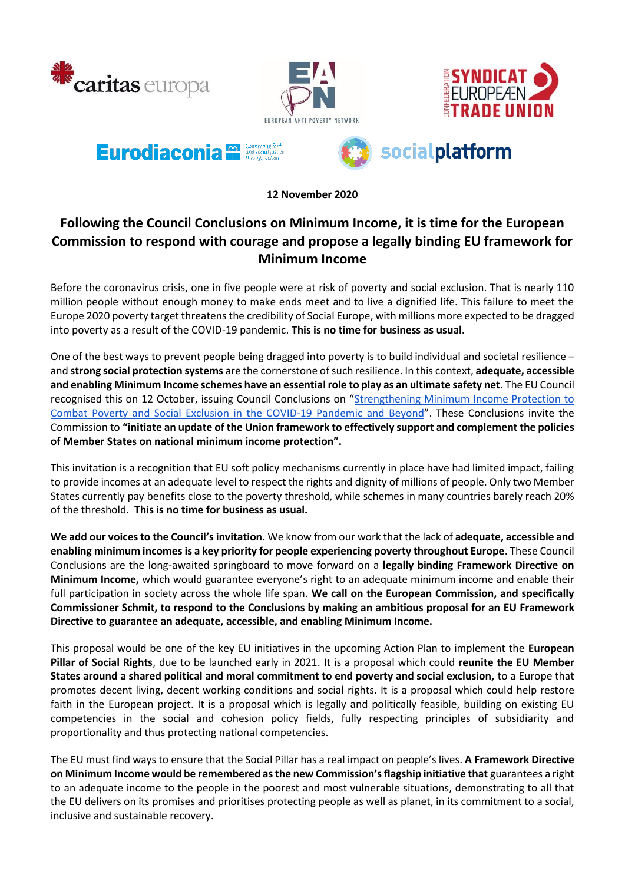**12 November 2020**

# Following the Council Conclusions on Minimum Income, it is time for the European Commission to respond with courage and propose a legally binding EU framework for Minimum Income

Before the coronavirus crisis, one in five people were at risk of poverty and social exclusion. That is nearly 110 million people without enough money to make ends meet and to live a dignified life. This failure to meet the Europe 2020 poverty target threatens the credibility of Social Europe, with millions more expected to be dragged into poverty as a result of the COVID-19 pandemic. **This is no time for business as usual.**

One of the best ways to prevent people being dragged into poverty is to build individual and societal resilience – and **strong social protection systems** are the cornerstone of such resilience. In this context, **adequate, accessible and enabling Minimum Income schemes have an essential role to play as an ultimate safety net**. The EU Council recognised this on 12 October, issuing Council Conclusions on "Strengthening Minimum Income Protection to Combat Poverty and Social Exclusion in the COVID-19 Pandemic and Beyond". These Conclusions invite the Commission to **"initiate an update of the Union framework to effectively support and complement the policies of Member States on national minimum income protection".**

This invitation is a recognition that EU soft policy mechanisms currently in place have had limited impact, failing to provide incomes at an adequate level to respect the rights and dignity of millions of people. Only two Member States currently pay benefits close to the poverty threshold, while schemes in many countries barely reach 20% of the threshold. **This is no time for business as usual.**

**We add our voices to the Council's invitation.** We know from our work that the lack of **adequate, accessible and enabling minimum incomes is a key priority for people experiencing poverty throughout Europe**. These Council Conclusions are the long-awaited springboard to move forward on a **legally binding Framework Directive on Minimum Income,** which would guarantee everyone's right to an adequate minimum income and enable their full participation in society across the whole life span. **We call on the European Commission, and specifically Commissioner Schmit, to respond to the Conclusions by making an ambitious proposal for an EU Framework Directive to guarantee an adequate, accessible, and enabling Minimum Income.**

This proposal would be one of the key EU initiatives in the upcoming Action Plan to implement the **European Pillar of Social Rights**, due to be launched early in 2021. It is a proposal which could **reunite the EU Member States around a shared political and moral commitment to end poverty and social exclusion,** to a Europe that promotes decent living, decent working conditions and social rights. It is a proposal which could help restore faith in the European project. It is a proposal which is legally and politically feasible, building on existing EU competencies in the social and cohesion policy fields, fully respecting principles of subsidiarity and proportionality and thus protecting national competencies.

The EU must find ways to ensure that the Social Pillar has a real impact on people's lives. **A Framework Directive on Minimum Income would be remembered as the new Commission's flagship initiative that** guarantees a right to an adequate income to the people in the poorest and most vulnerable situations, demonstrating to all that the EU delivers on its promises and prioritises protecting people as well as planet, in its commitment to a social, inclusive and sustainable recovery.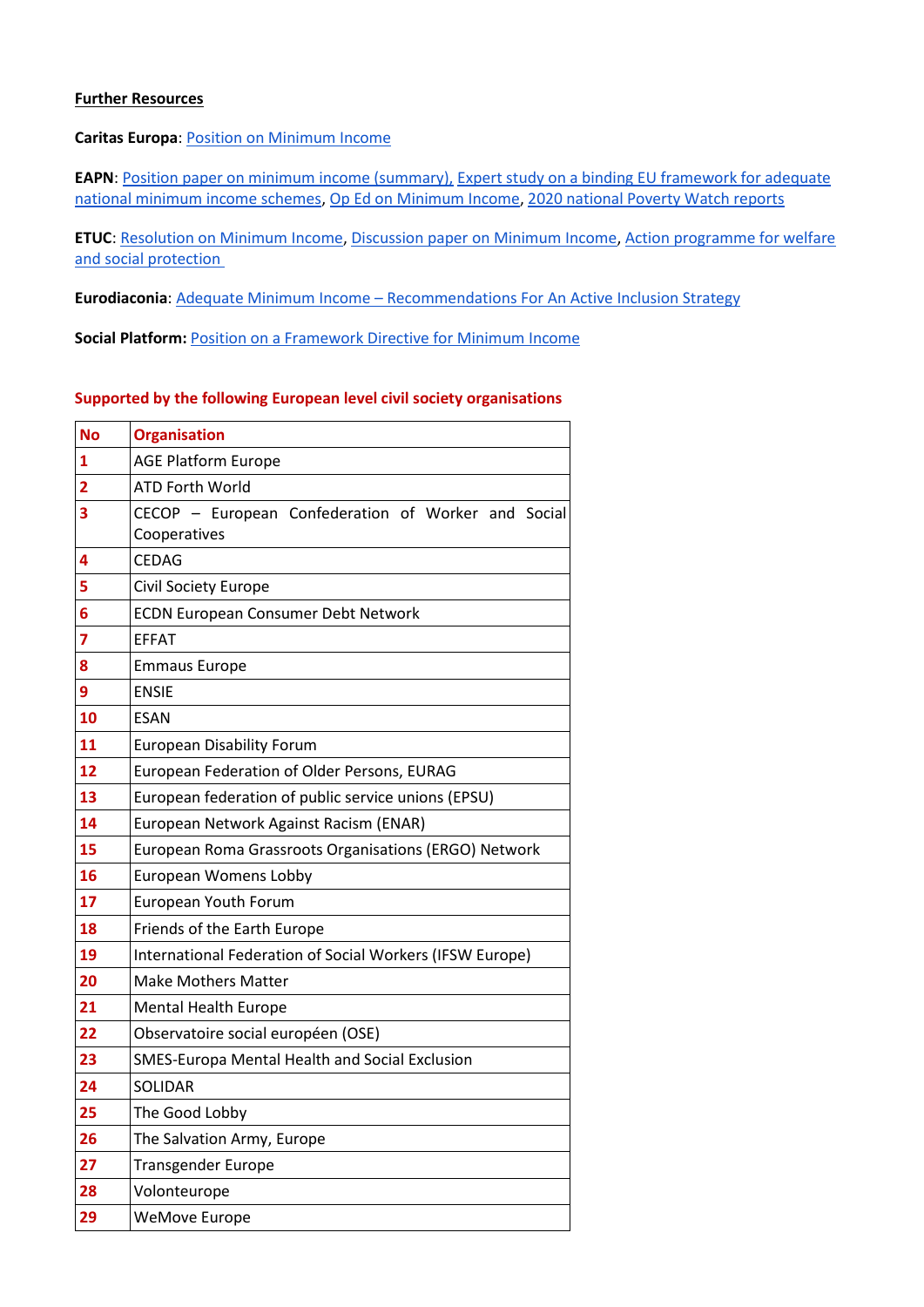**Further Resources**

**Caritas Europa**: Position on Minimum Income

**EAPN**: Position paper on minimum income (summary), Expert study on a binding EU framework for adequate national minimum income schemes, Op Ed on Minimum Income, 2020 national Poverty Watch reports

**ETUC**: Resolution on Minimum Income, Discussion paper on Minimum Income, Action programme for welfare and social protection

**Eurodiaconia**: Adequate Minimum Income – Recommendations For An Active Inclusion Strategy

**Social Platform:** Position on a Framework Directive for Minimum Income

**Supported by the following European level civil society organisations**

| No | Organisation |
|---|---|
| 1 | AGE Platform Europe |
| 2 | ATD Forth World |
| 3 | CECOP – European Confederation of Worker and Social Cooperatives |
| 4 | CEDAG |
| 5 | Civil Society Europe |
| 6 | ECDN European Consumer Debt Network |
| 7 | EFFAT |
| 8 | Emmaus Europe |
| 9 | ENSIE |
| 10 | ESAN |
| 11 | European Disability Forum |
| 12 | European Federation of Older Persons, EURAG |
| 13 | European federation of public service unions (EPSU) |
| 14 | European Network Against Racism (ENAR) |
| 15 | European Roma Grassroots Organisations (ERGO) Network |
| 16 | European Womens Lobby |
| 17 | European Youth Forum |
| 18 | Friends of the Earth Europe |
| 19 | International Federation of Social Workers (IFSW Europe) |
| 20 | Make Mothers Matter |
| 21 | Mental Health Europe |
| 22 | Observatoire social européen (OSE) |
| 23 | SMES-Europa Mental Health and Social Exclusion |
| 24 | SOLIDAR |
| 25 | The Good Lobby |
| 26 | The Salvation Army, Europe |
| 27 | Transgender Europe |
| 28 | Volonteurope |
| 29 | WeMove Europe |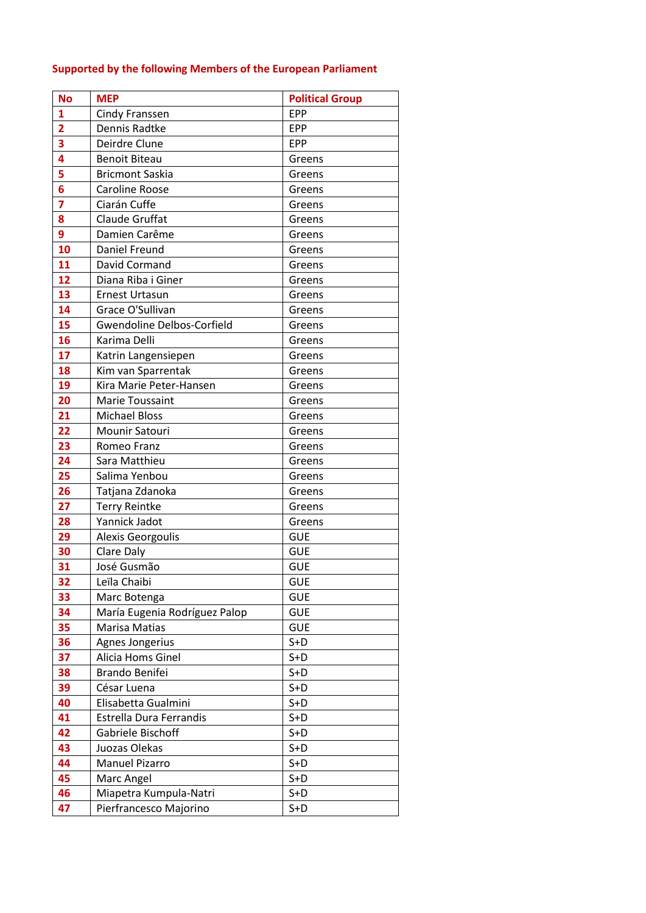**Supported by the following Members of the European Parliament**

| No | MEP | Political Group |
|---|---|---|
| 1 | Cindy Franssen | EPP |
| 2 | Dennis Radtke | EPP |
| 3 | Deirdre Clune | EPP |
| 4 | Benoit Biteau | Greens |
| 5 | Bricmont Saskia | Greens |
| 6 | Caroline Roose | Greens |
| 7 | Ciarán Cuffe | Greens |
| 8 | Claude Gruffat | Greens |
| 9 | Damien Carême | Greens |
| 10 | Daniel Freund | Greens |
| 11 | David Cormand | Greens |
| 12 | Diana Riba i Giner | Greens |
| 13 | Ernest Urtasun | Greens |
| 14 | Grace O'Sullivan | Greens |
| 15 | Gwendoline Delbos-Corfield | Greens |
| 16 | Karima Delli | Greens |
| 17 | Katrin Langensiepen | Greens |
| 18 | Kim van Sparrentak | Greens |
| 19 | Kira Marie Peter-Hansen | Greens |
| 20 | Marie Toussaint | Greens |
| 21 | Michael Bloss | Greens |
| 22 | Mounir Satouri | Greens |
| 23 | Romeo Franz | Greens |
| 24 | Sara Matthieu | Greens |
| 25 | Salima Yenbou | Greens |
| 26 | Tatjana Zdanoka | Greens |
| 27 | Terry Reintke | Greens |
| 28 | Yannick Jadot | Greens |
| 29 | Alexis Georgoulis | GUE |
| 30 | Clare Daly | GUE |
| 31 | José Gusmão | GUE |
| 32 | Leïla Chaibi | GUE |
| 33 | Marc Botenga | GUE |
| 34 | María Eugenia Rodríguez Palop | GUE |
| 35 | Marisa Matias | GUE |
| 36 | Agnes Jongerius | S+D |
| 37 | Alicia Homs Ginel | S+D |
| 38 | Brando Benifei | S+D |
| 39 | César Luena | S+D |
| 40 | Elisabetta Gualmini | S+D |
| 41 | Estrella Dura Ferrandis | S+D |
| 42 | Gabriele Bischoff | S+D |
| 43 | Juozas Olekas | S+D |
| 44 | Manuel Pizarro | S+D |
| 45 | Marc Angel | S+D |
| 46 | Miapetra Kumpula-Natri | S+D |
| 47 | Pierfrancesco Majorino | S+D |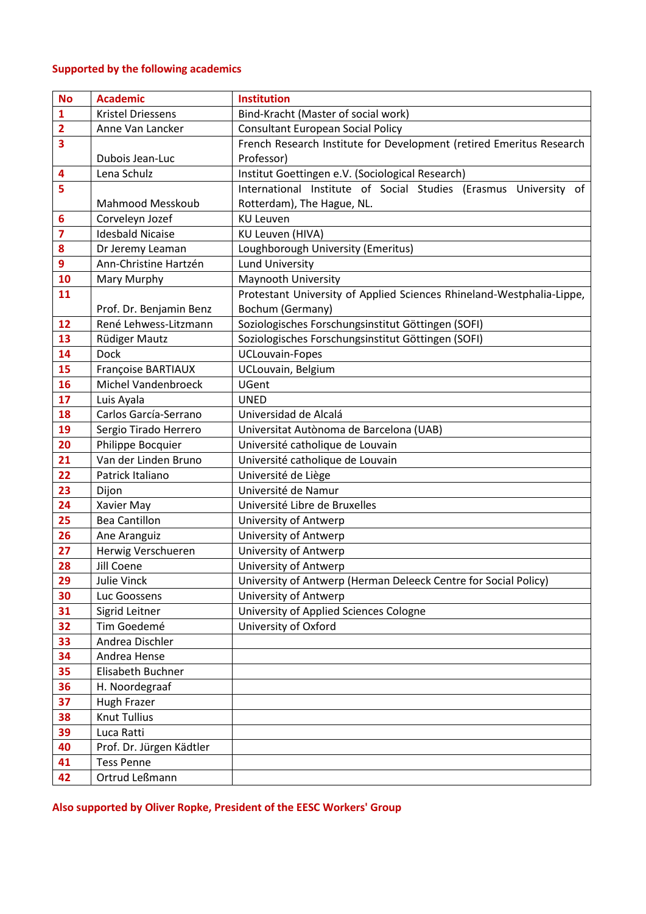**Supported by the following academics**

| No | Academic | Institution |
|---|---|---|
| 1 | Kristel Driessens | Bind-Kracht (Master of social work) |
| 2 | Anne Van Lancker | Consultant European Social Policy |
| 3 | Dubois Jean-Luc | French Research Institute for Development (retired Emeritus Research Professor) |
| 4 | Lena Schulz | Institut Goettingen e.V. (Sociological Research) |
| 5 | Mahmood Messkoub | International Institute of Social Studies (Erasmus University of Rotterdam), The Hague, NL. |
| 6 | Corveleyn Jozef | KU Leuven |
| 7 | Idesbald Nicaise | KU Leuven (HIVA) |
| 8 | Dr Jeremy Leaman | Loughborough University (Emeritus) |
| 9 | Ann-Christine Hartzén | Lund University |
| 10 | Mary Murphy | Maynooth University |
| 11 | Prof. Dr. Benjamin Benz | Protestant University of Applied Sciences Rhineland-Westphalia-Lippe, Bochum (Germany) |
| 12 | René Lehwess-Litzmann | Soziologisches Forschungsinstitut Göttingen (SOFI) |
| 13 | Rüdiger Mautz | Soziologisches Forschungsinstitut Göttingen (SOFI) |
| 14 | Dock | UCLouvain-Fopes |
| 15 | Françoise BARTIAUX | UCLouvain, Belgium |
| 16 | Michel Vandenbroeck | UGent |
| 17 | Luis Ayala | UNED |
| 18 | Carlos García-Serrano | Universidad de Alcalá |
| 19 | Sergio Tirado Herrero | Universitat Autònoma de Barcelona (UAB) |
| 20 | Philippe Bocquier | Université catholique de Louvain |
| 21 | Van der Linden Bruno | Université catholique de Louvain |
| 22 | Patrick Italiano | Université de Liège |
| 23 | Dijon | Université de Namur |
| 24 | Xavier May | Université Libre de Bruxelles |
| 25 | Bea Cantillon | University of Antwerp |
| 26 | Ane Aranguiz | University of Antwerp |
| 27 | Herwig Verschueren | University of Antwerp |
| 28 | Jill Coene | University of Antwerp |
| 29 | Julie Vinck | University of Antwerp (Herman Deleeck Centre for Social Policy) |
| 30 | Luc Goossens | University of Antwerp |
| 31 | Sigrid Leitner | University of Applied Sciences Cologne |
| 32 | Tim Goedemé | University of Oxford |
| 33 | Andrea Dischler | |
| 34 | Andrea Hense | |
| 35 | Elisabeth Buchner | |
| 36 | H. Noordegraaf | |
| 37 | Hugh Frazer | |
| 38 | Knut Tullius | |
| 39 | Luca Ratti | |
| 40 | Prof. Dr. Jürgen Kädtler | |
| 41 | Tess Penne | |
| 42 | Ortrud Leßmann | |

**Also supported by Oliver Ropke, President of the EESC Workers' Group**